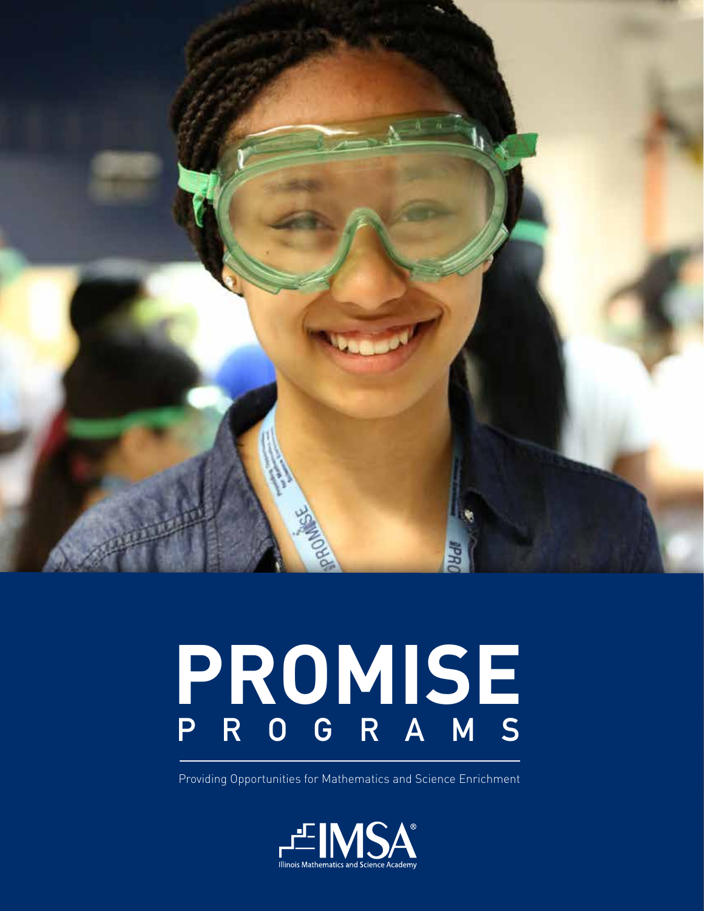# PROMISE PROGRAMS

Providing Opportunities for Mathematics and Science Enrichment

IMSA®
Illinois Mathematics and Science Academy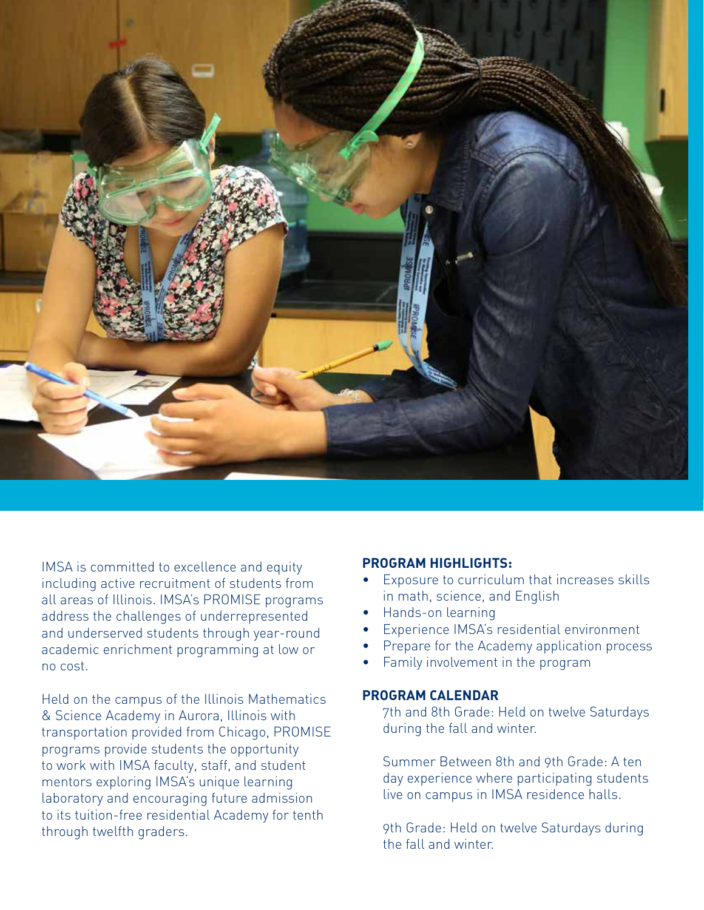IMSA is committed to excellence and equity including active recruitment of students from all areas of Illinois. IMSA's PROMISE programs address the challenges of underrepresented and underserved students through year-round academic enrichment programming at low or no cost.

Held on the campus of the Illinois Mathematics & Science Academy in Aurora, Illinois with transportation provided from Chicago, PROMISE programs provide students the opportunity to work with IMSA faculty, staff, and student mentors exploring IMSA's unique learning laboratory and encouraging future admission to its tuition-free residential Academy for tenth through twelfth graders.

**PROGRAM HIGHLIGHTS:**

- Exposure to curriculum that increases skills in math, science, and English
- Hands-on learning
- Experience IMSA's residential environment
- Prepare for the Academy application process
- Family involvement in the program

**PROGRAM CALENDAR**

7th and 8th Grade: Held on twelve Saturdays during the fall and winter.

Summer Between 8th and 9th Grade: A ten day experience where participating students live on campus in IMSA residence halls.

9th Grade: Held on twelve Saturdays during the fall and winter.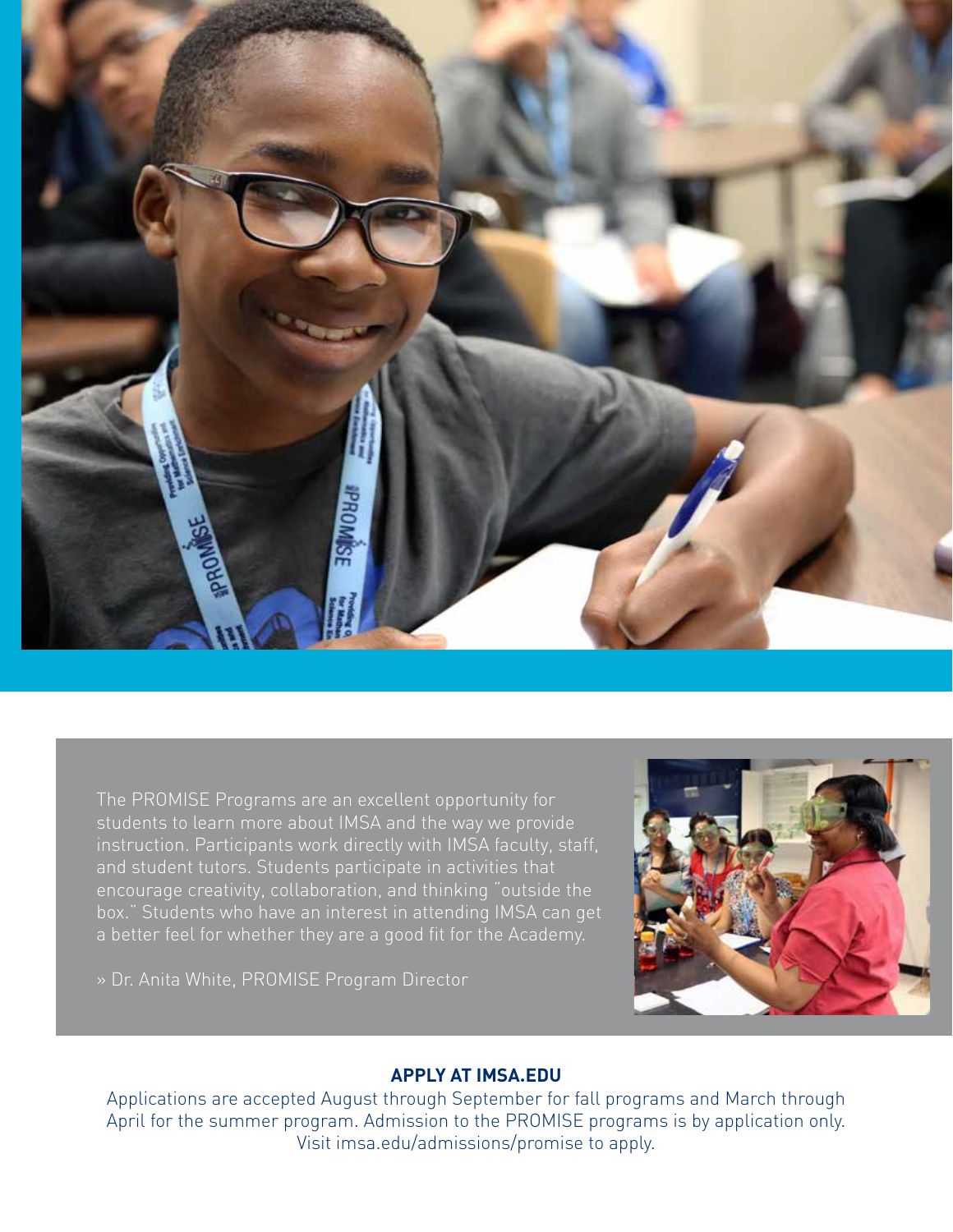The PROMISE Programs are an excellent opportunity for students to learn more about IMSA and the way we provide instruction. Participants work directly with IMSA faculty, staff, and student tutors. Students participate in activities that encourage creativity, collaboration, and thinking "outside the box." Students who have an interest in attending IMSA can get a better feel for whether they are a good fit for the Academy.

» Dr. Anita White, PROMISE Program Director

**APPLY AT IMSA.EDU**

Applications are accepted August through September for fall programs and March through April for the summer program. Admission to the PROMISE programs is by application only. Visit imsa.edu/admissions/promise to apply.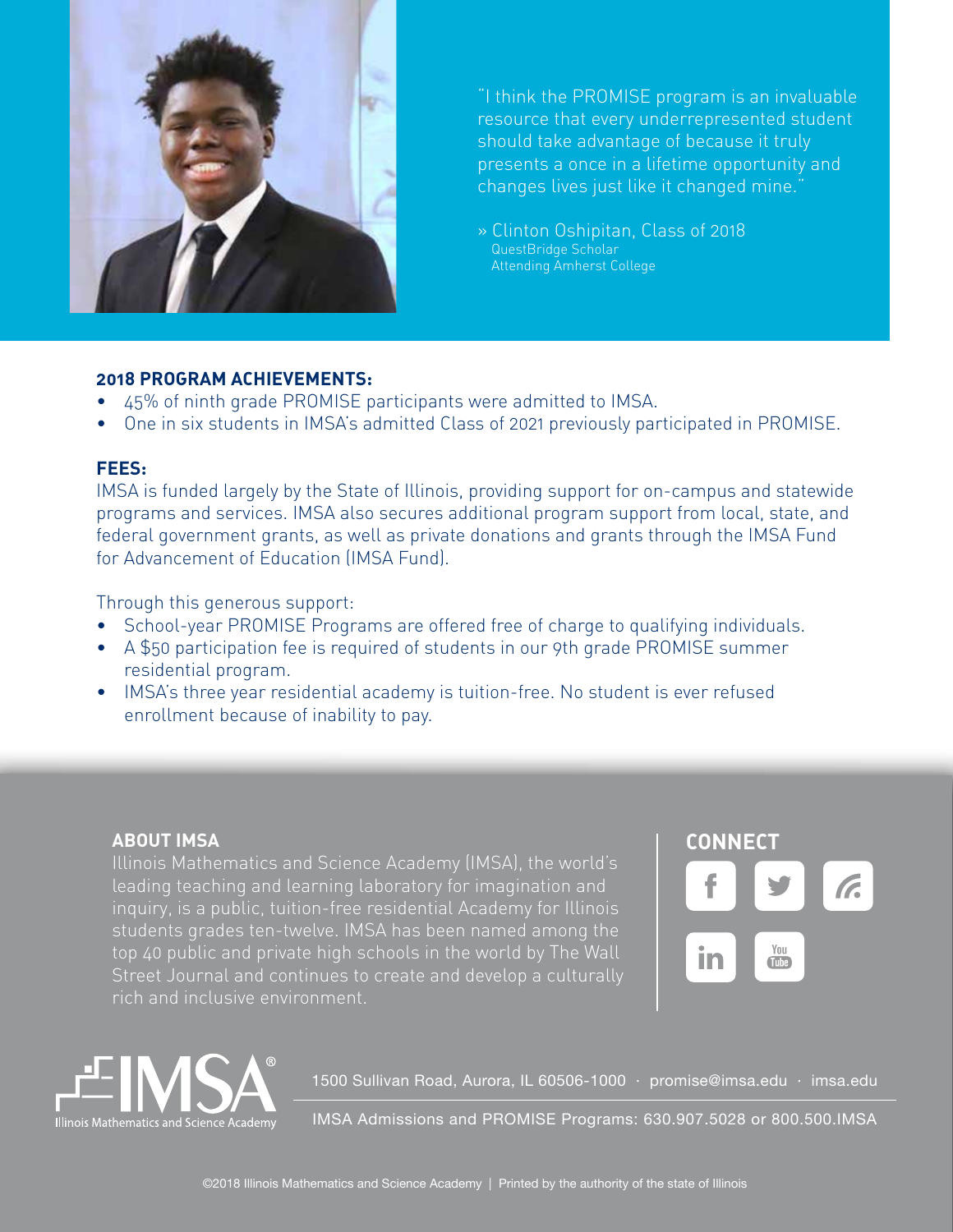"I think the PROMISE program is an invaluable resource that every underrepresented student should take advantage of because it truly presents a once in a lifetime opportunity and changes lives just like it changed mine."

» Clinton Oshipitan, Class of 2018
QuestBridge Scholar
Attending Amherst College

**2018 PROGRAM ACHIEVEMENTS:**

- 45% of ninth grade PROMISE participants were admitted to IMSA.
- One in six students in IMSA's admitted Class of 2021 previously participated in PROMISE.

**FEES:**

IMSA is funded largely by the State of Illinois, providing support for on-campus and statewide programs and services. IMSA also secures additional program support from local, state, and federal government grants, as well as private donations and grants through the IMSA Fund for Advancement of Education (IMSA Fund).

Through this generous support:

- School-year PROMISE Programs are offered free of charge to qualifying individuals.
- A $50 participation fee is required of students in our 9th grade PROMISE summer residential program.
- IMSA's three year residential academy is tuition-free. No student is ever refused enrollment because of inability to pay.

**ABOUT IMSA**

Illinois Mathematics and Science Academy (IMSA), the world's leading teaching and learning laboratory for imagination and inquiry, is a public, tuition-free residential Academy for Illinois students grades ten-twelve. IMSA has been named among the top 40 public and private high schools in the world by The Wall Street Journal and continues to create and develop a culturally rich and inclusive environment.

**CONNECT**

IMSA® Illinois Mathematics and Science Academy

1500 Sullivan Road, Aurora, IL 60506-1000 · promise@imsa.edu · imsa.edu

IMSA Admissions and PROMISE Programs: 630.907.5028 or 800.500.IMSA

©2018 Illinois Mathematics and Science Academy | Printed by the authority of the state of Illinois